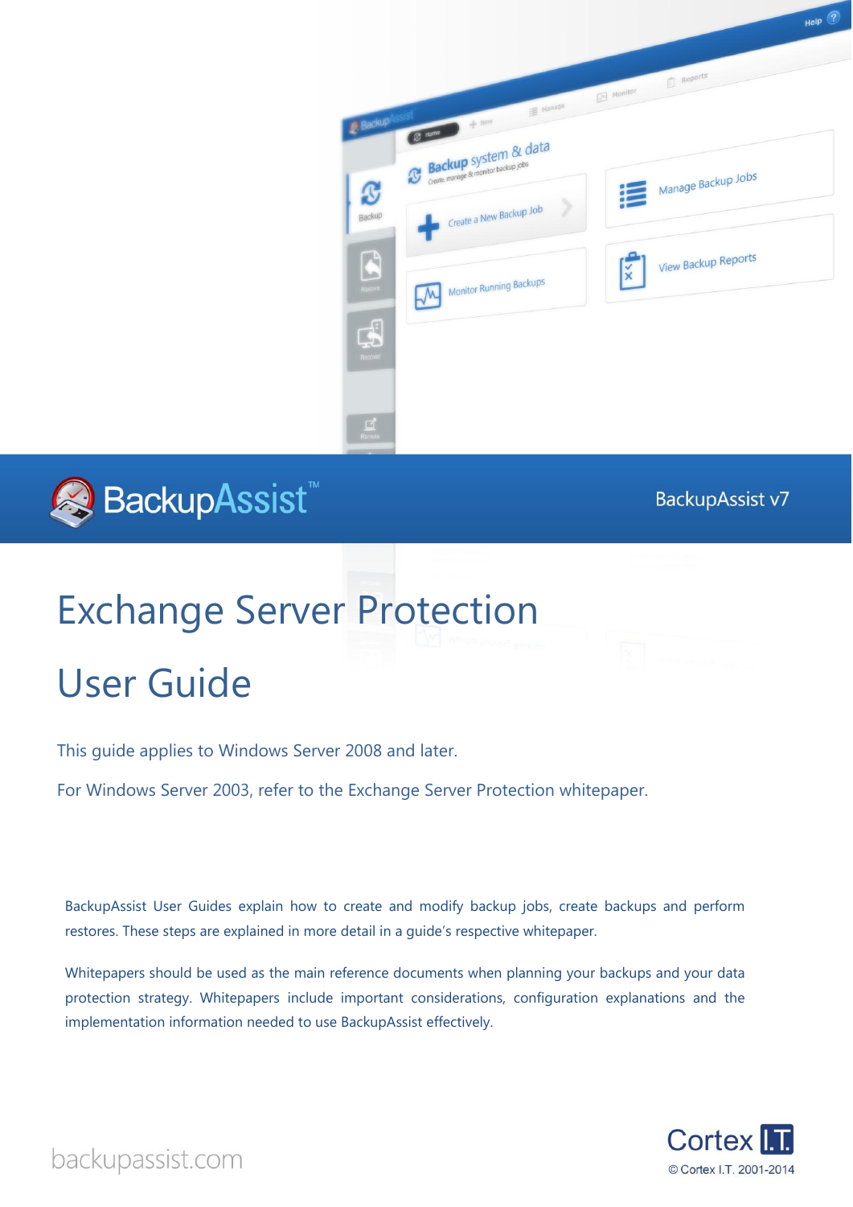BackupAssist™

BackupAssist v7

# Exchange Server Protection

# User Guide

This guide applies to Windows Server 2008 and later.

For Windows Server 2003, refer to the Exchange Server Protection whitepaper.

BackupAssist User Guides explain how to create and modify backup jobs, create backups and perform restores. These steps are explained in more detail in a guide's respective whitepaper.

Whitepapers should be used as the main reference documents when planning your backups and your data protection strategy. Whitepapers include important considerations, configuration explanations and the implementation information needed to use BackupAssist effectively.

backupassist.com

Cortex I.T.

© Cortex I.T. 2001-2014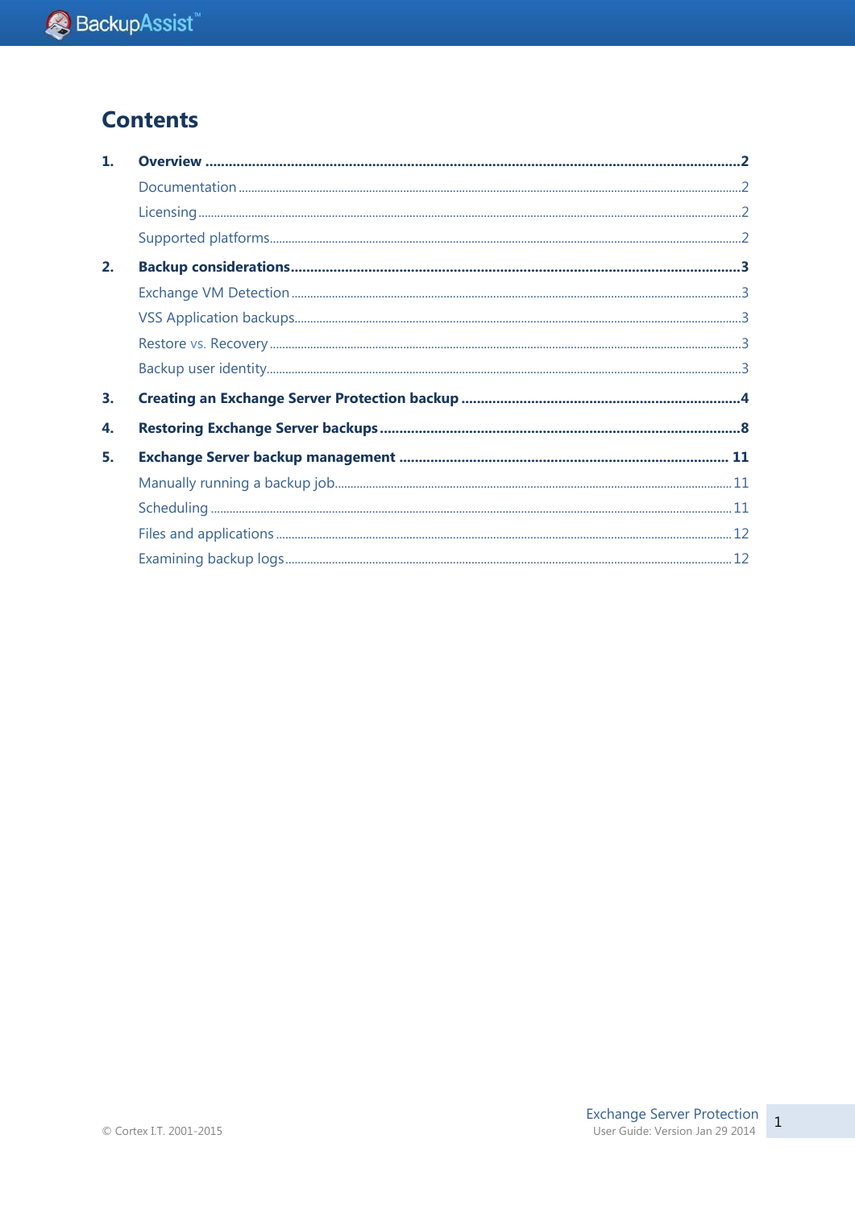# Contents

1. **Overview** ..... 2
    - Documentation ..... 2
    - Licensing ..... 2
    - Supported platforms ..... 2
2. **Backup considerations** ..... 3
    - Exchange VM Detection ..... 3
    - VSS Application backups ..... 3
    - Restore vs. Recovery ..... 3
    - Backup user identity ..... 3
3. **Creating an Exchange Server Protection backup** ..... 4
4. **Restoring Exchange Server backups** ..... 8
5. **Exchange Server backup management** ..... 11
    - Manually running a backup job ..... 11
    - Scheduling ..... 11
    - Files and applications ..... 12
    - Examining backup logs ..... 12

© Cortex I.T. 2001-2015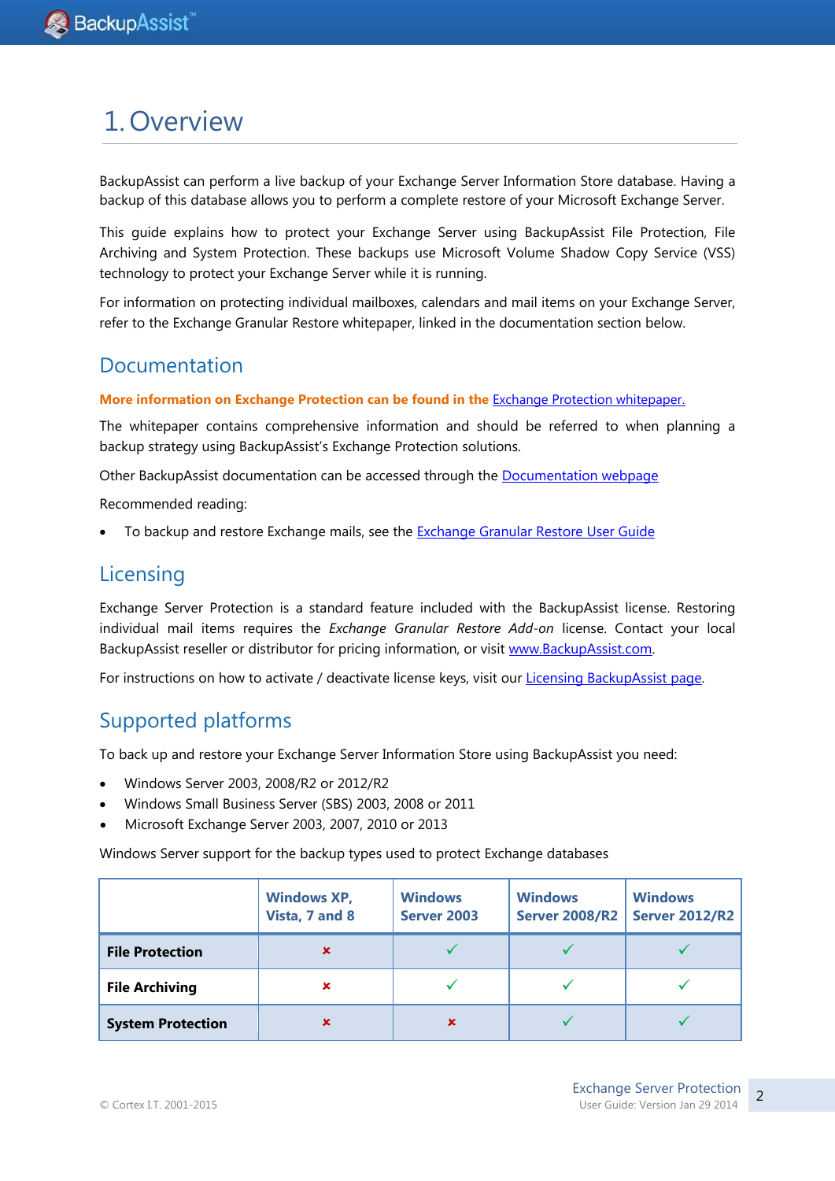# 1. Overview

BackupAssist can perform a live backup of your Exchange Server Information Store database. Having a backup of this database allows you to perform a complete restore of your Microsoft Exchange Server.

This guide explains how to protect your Exchange Server using BackupAssist File Protection, File Archiving and System Protection. These backups use Microsoft Volume Shadow Copy Service (VSS) technology to protect your Exchange Server while it is running.

For information on protecting individual mailboxes, calendars and mail items on your Exchange Server, refer to the Exchange Granular Restore whitepaper, linked in the documentation section below.

## Documentation

**More information on Exchange Protection can be found in the** Exchange Protection whitepaper.

The whitepaper contains comprehensive information and should be referred to when planning a backup strategy using BackupAssist's Exchange Protection solutions.

Other BackupAssist documentation can be accessed through the Documentation webpage

Recommended reading:

- To backup and restore Exchange mails, see the Exchange Granular Restore User Guide

## Licensing

Exchange Server Protection is a standard feature included with the BackupAssist license. Restoring individual mail items requires the *Exchange Granular Restore Add-on* license. Contact your local BackupAssist reseller or distributor for pricing information, or visit www.BackupAssist.com.

For instructions on how to activate / deactivate license keys, visit our Licensing BackupAssist page.

## Supported platforms

To back up and restore your Exchange Server Information Store using BackupAssist you need:

- Windows Server 2003, 2008/R2 or 2012/R2
- Windows Small Business Server (SBS) 2003, 2008 or 2011
- Microsoft Exchange Server 2003, 2007, 2010 or 2013

Windows Server support for the backup types used to protect Exchange databases

| | Windows XP, Vista, 7 and 8 | Windows Server 2003 | Windows Server 2008/R2 | Windows Server 2012/R2 |
|---|---|---|---|---|
| **File Protection** | ✗ | ✓ | ✓ | ✓ |
| **File Archiving** | ✗ | ✓ | ✓ | ✓ |
| **System Protection** | ✗ | ✗ | ✓ | ✓ |

© Cortex I.T. 2001-2015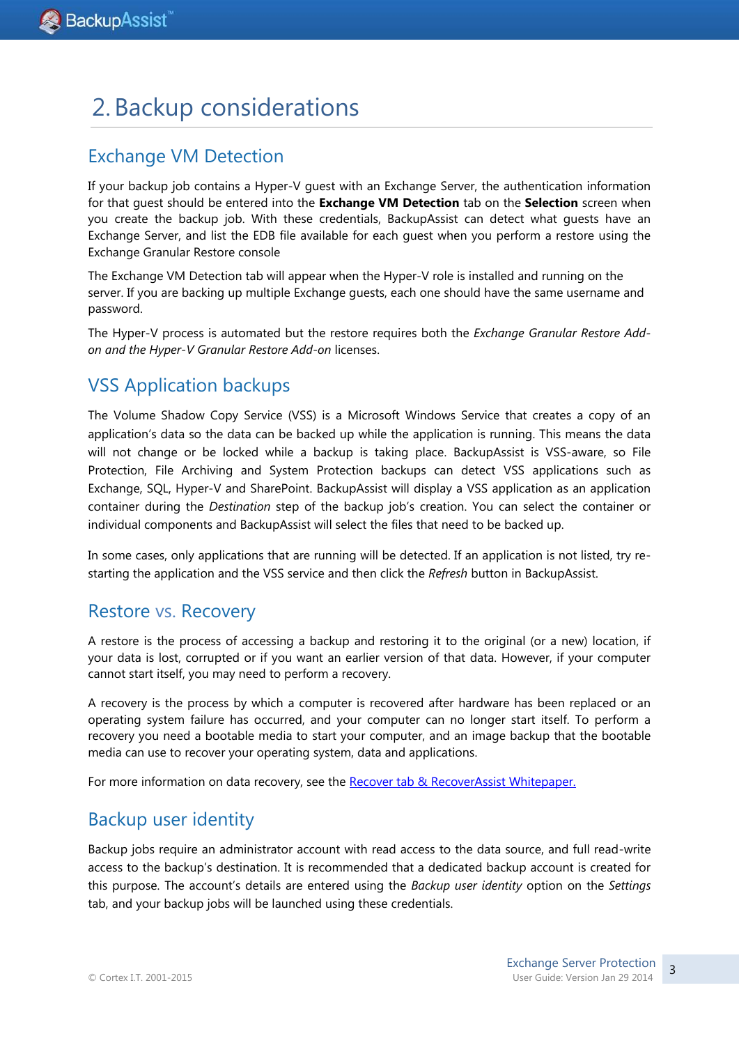# 2. Backup considerations

## Exchange VM Detection

If your backup job contains a Hyper-V guest with an Exchange Server, the authentication information for that guest should be entered into the **Exchange VM Detection** tab on the **Selection** screen when you create the backup job. With these credentials, BackupAssist can detect what guests have an Exchange Server, and list the EDB file available for each guest when you perform a restore using the Exchange Granular Restore console

The Exchange VM Detection tab will appear when the Hyper-V role is installed and running on the server. If you are backing up multiple Exchange guests, each one should have the same username and password.

The Hyper-V process is automated but the restore requires both the *Exchange Granular Restore Add-on and the Hyper-V Granular Restore Add-on* licenses.

## VSS Application backups

The Volume Shadow Copy Service (VSS) is a Microsoft Windows Service that creates a copy of an application's data so the data can be backed up while the application is running. This means the data will not change or be locked while a backup is taking place. BackupAssist is VSS-aware, so File Protection, File Archiving and System Protection backups can detect VSS applications such as Exchange, SQL, Hyper-V and SharePoint. BackupAssist will display a VSS application as an application container during the *Destination* step of the backup job's creation. You can select the container or individual components and BackupAssist will select the files that need to be backed up.

In some cases, only applications that are running will be detected. If an application is not listed, try re-starting the application and the VSS service and then click the *Refresh* button in BackupAssist.

## Restore vs. Recovery

A restore is the process of accessing a backup and restoring it to the original (or a new) location, if your data is lost, corrupted or if you want an earlier version of that data. However, if your computer cannot start itself, you may need to perform a recovery.

A recovery is the process by which a computer is recovered after hardware has been replaced or an operating system failure has occurred, and your computer can no longer start itself. To perform a recovery you need a bootable media to start your computer, and an image backup that the bootable media can use to recover your operating system, data and applications.

For more information on data recovery, see the Recover tab & RecoverAssist Whitepaper.

## Backup user identity

Backup jobs require an administrator account with read access to the data source, and full read-write access to the backup's destination. It is recommended that a dedicated backup account is created for this purpose. The account's details are entered using the *Backup user identity* option on the *Settings* tab, and your backup jobs will be launched using these credentials.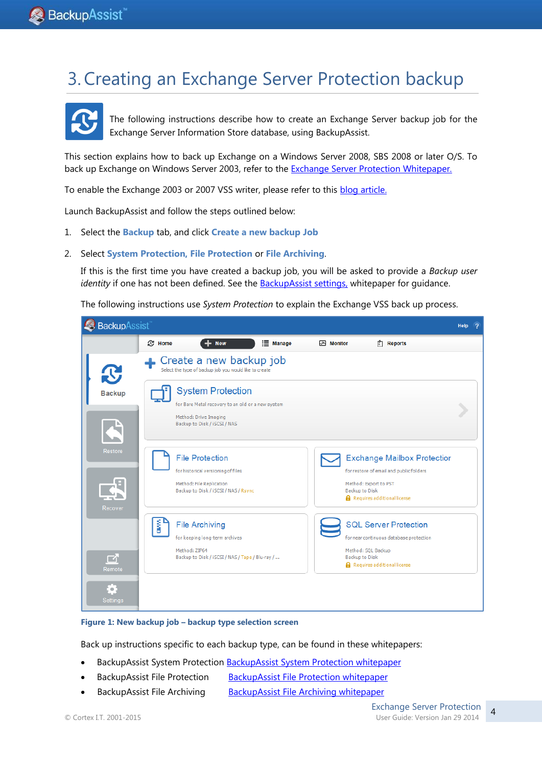# 3. Creating an Exchange Server Protection backup

The following instructions describe how to create an Exchange Server backup job for the Exchange Server Information Store database, using BackupAssist.

This section explains how to back up Exchange on a Windows Server 2008, SBS 2008 or later O/S. To back up Exchange on Windows Server 2003, refer to the Exchange Server Protection Whitepaper.

To enable the Exchange 2003 or 2007 VSS writer, please refer to this blog article.

Launch BackupAssist and follow the steps outlined below:

1. Select the **Backup** tab, and click **Create a new backup Job**
2. Select **System Protection, File Protection** or **File Archiving**.

   If this is the first time you have created a backup job, you will be asked to provide a *Backup user identity* if one has not been defined. See the BackupAssist settings, whitepaper for guidance.

   The following instructions use *System Protection* to explain the Exchange VSS back up process.

**Figure 1: New backup job – backup type selection screen**

Back up instructions specific to each backup type, can be found in these whitepapers:

- BackupAssist System Protection BackupAssist System Protection whitepaper
- BackupAssist File Protection BackupAssist File Protection whitepaper
- BackupAssist File Archiving BackupAssist File Archiving whitepaper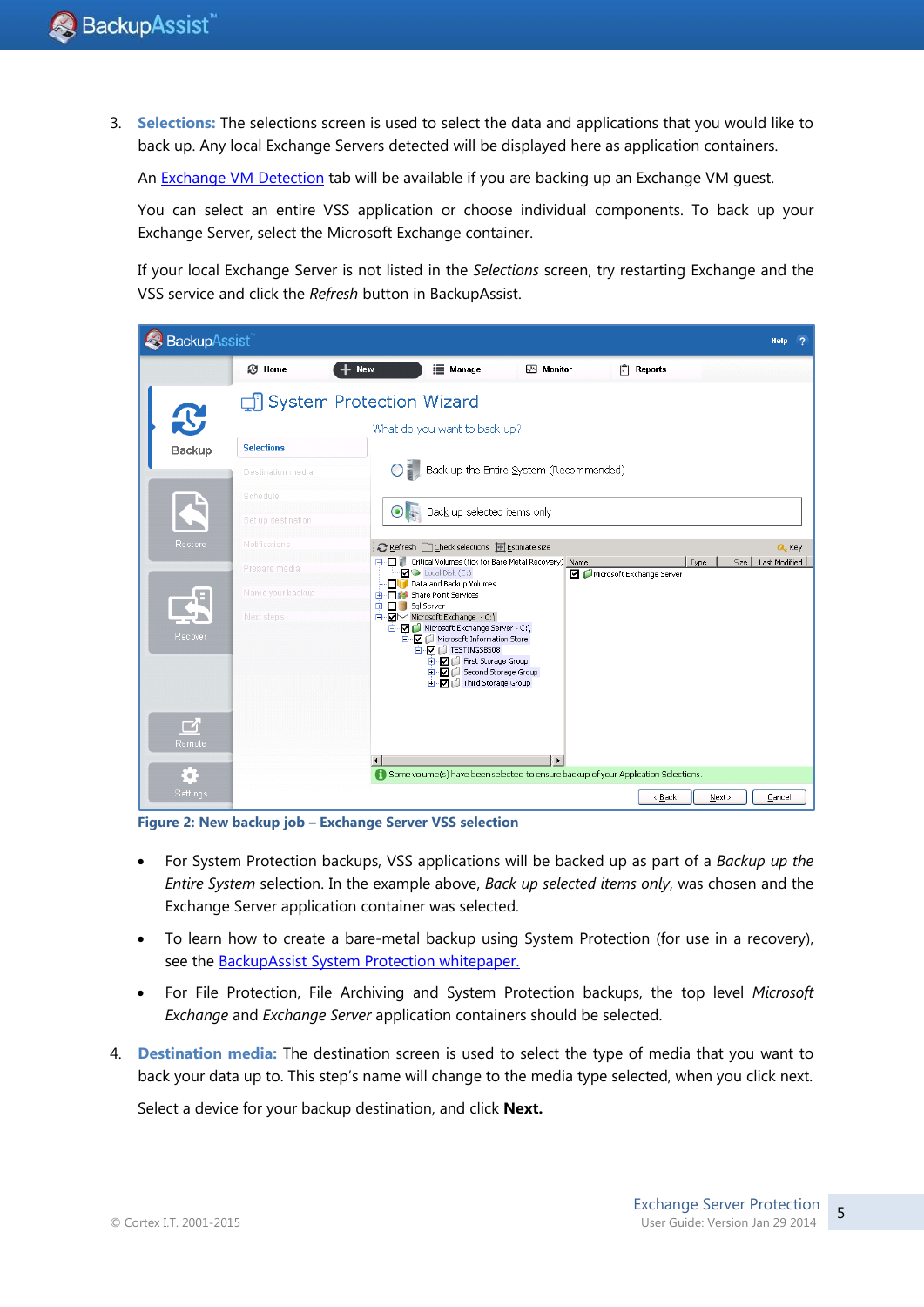3. **Selections:** The selections screen is used to select the data and applications that you would like to back up. Any local Exchange Servers detected will be displayed here as application containers.

   An Exchange VM Detection tab will be available if you are backing up an Exchange VM guest.

   You can select an entire VSS application or choose individual components. To back up your Exchange Server, select the Microsoft Exchange container.

   If your local Exchange Server is not listed in the *Selections* screen, try restarting Exchange and the VSS service and click the *Refresh* button in BackupAssist.

   **Figure 2: New backup job – Exchange Server VSS selection**

   - For System Protection backups, VSS applications will be backed up as part of a *Backup up the Entire System* selection. In the example above, *Back up selected items only*, was chosen and the Exchange Server application container was selected.
   - To learn how to create a bare-metal backup using System Protection (for use in a recovery), see the BackupAssist System Protection whitepaper.
   - For File Protection, File Archiving and System Protection backups, the top level *Microsoft Exchange* and *Exchange Server* application containers should be selected.

4. **Destination media:** The destination screen is used to select the type of media that you want to back your data up to. This step's name will change to the media type selected, when you click next.

   Select a device for your backup destination, and click **Next.**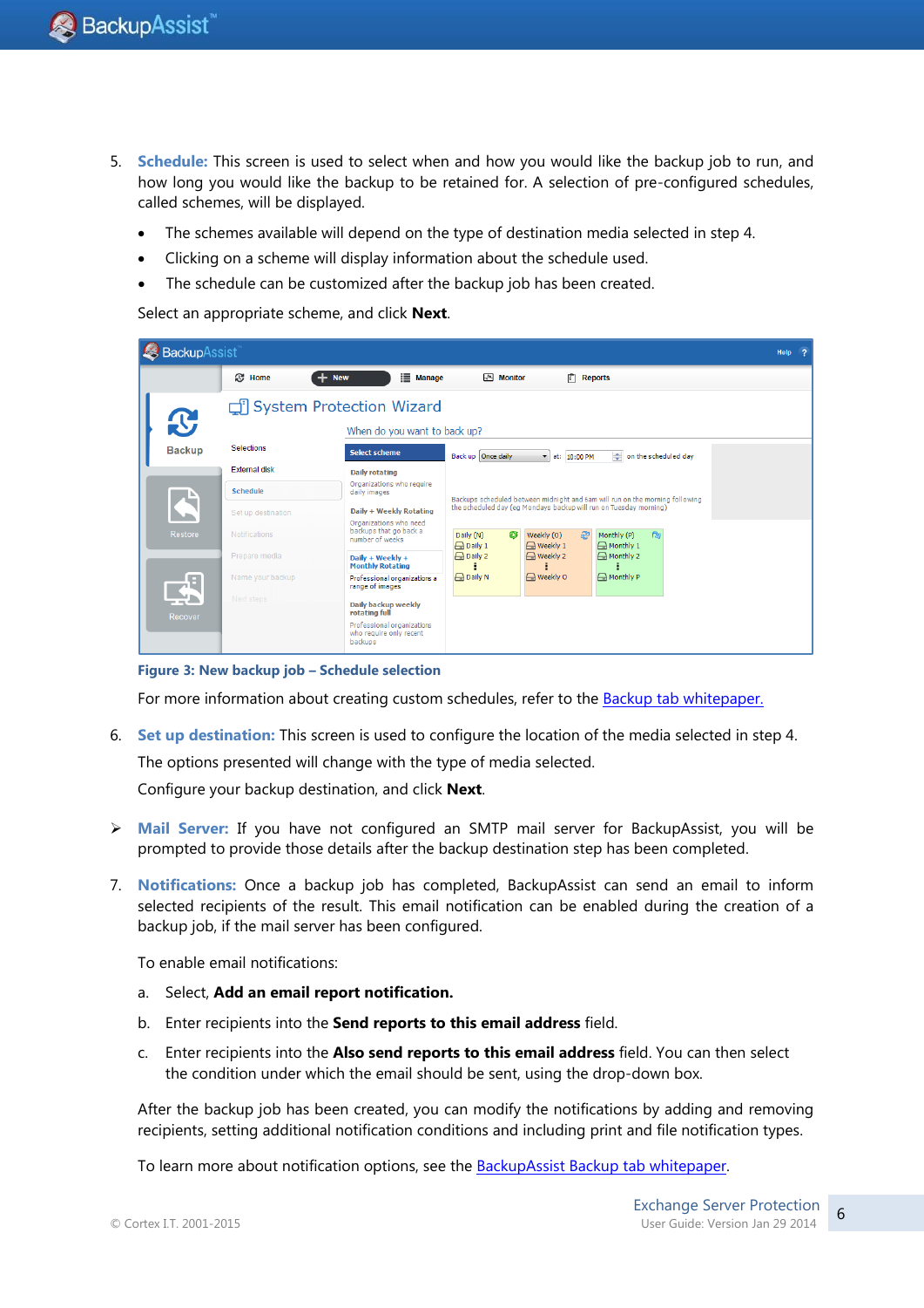5. **Schedule:** This screen is used to select when and how you would like the backup job to run, and how long you would like the backup to be retained for. A selection of pre-configured schedules, called schemes, will be displayed.

   - The schemes available will depend on the type of destination media selected in step 4.
   - Clicking on a scheme will display information about the schedule used.
   - The schedule can be customized after the backup job has been created.

   Select an appropriate scheme, and click **Next**.

   **Figure 3: New backup job – Schedule selection**

   For more information about creating custom schedules, refer to the Backup tab whitepaper.

6. **Set up destination:** This screen is used to configure the location of the media selected in step 4.

   The options presented will change with the type of media selected.

   Configure your backup destination, and click **Next**.

➢ **Mail Server:** If you have not configured an SMTP mail server for BackupAssist, you will be prompted to provide those details after the backup destination step has been completed.

7. **Notifications:** Once a backup job has completed, BackupAssist can send an email to inform selected recipients of the result. This email notification can be enabled during the creation of a backup job, if the mail server has been configured.

   To enable email notifications:

   a. Select, **Add an email report notification.**

   b. Enter recipients into the **Send reports to this email address** field.

   c. Enter recipients into the **Also send reports to this email address** field. You can then select the condition under which the email should be sent, using the drop-down box.

   After the backup job has been created, you can modify the notifications by adding and removing recipients, setting additional notification conditions and including print and file notification types.

   To learn more about notification options, see the BackupAssist Backup tab whitepaper.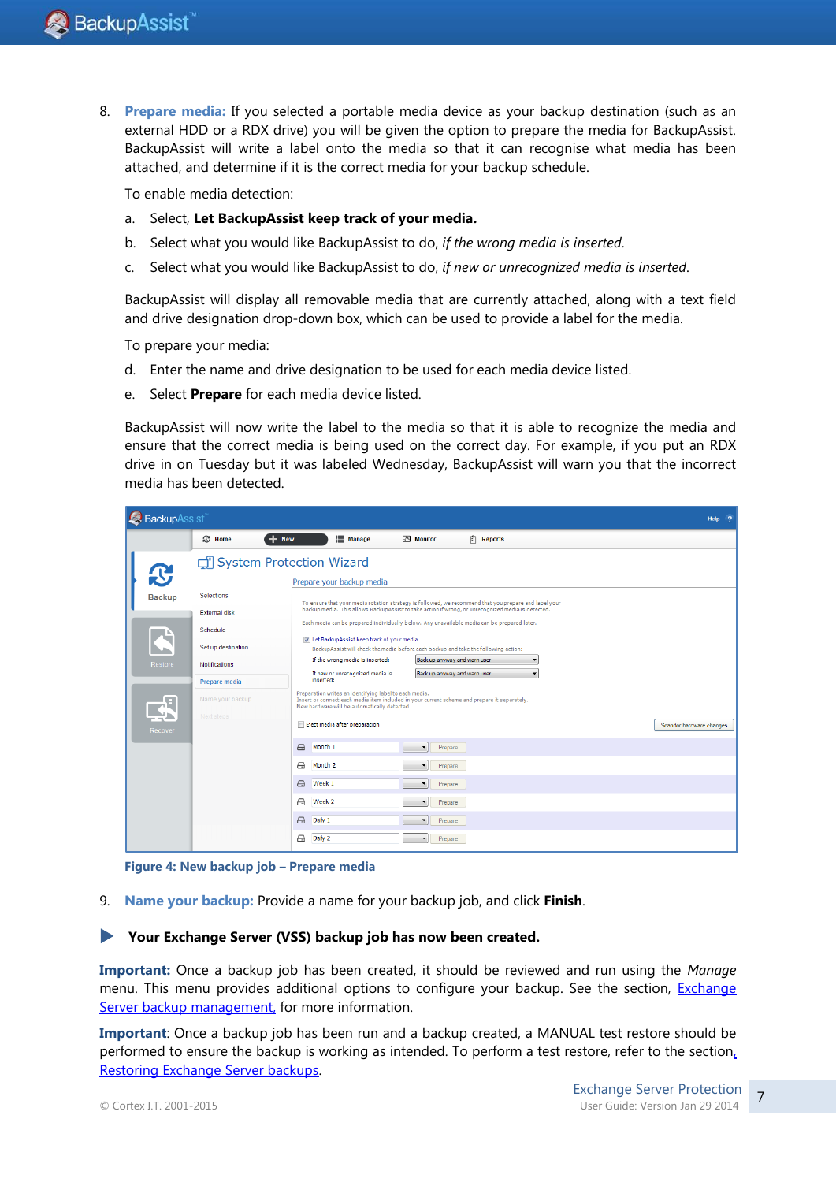8. **Prepare media:** If you selected a portable media device as your backup destination (such as an external HDD or a RDX drive) you will be given the option to prepare the media for BackupAssist. BackupAssist will write a label onto the media so that it can recognise what media has been attached, and determine if it is the correct media for your backup schedule.

   To enable media detection:

   a. Select, **Let BackupAssist keep track of your media.**
   b. Select what you would like BackupAssist to do, *if the wrong media is inserted*.
   c. Select what you would like BackupAssist to do, *if new or unrecognized media is inserted*.

   BackupAssist will display all removable media that are currently attached, along with a text field and drive designation drop-down box, which can be used to provide a label for the media.

   To prepare your media:

   d. Enter the name and drive designation to be used for each media device listed.
   e. Select **Prepare** for each media device listed.

   BackupAssist will now write the label to the media so that it is able to recognize the media and ensure that the correct media is being used on the correct day. For example, if you put an RDX drive in on Tuesday but it was labeled Wednesday, BackupAssist will warn you that the incorrect media has been detected.

   **Figure 4: New backup job – Prepare media**

9. **Name your backup:** Provide a name for your backup job, and click **Finish**.

▶ **Your Exchange Server (VSS) backup job has now been created.**

**Important:** Once a backup job has been created, it should be reviewed and run using the *Manage* menu. This menu provides additional options to configure your backup. See the section, Exchange Server backup management, for more information.

**Important**: Once a backup job has been run and a backup created, a MANUAL test restore should be performed to ensure the backup is working as intended. To perform a test restore, refer to the section, Restoring Exchange Server backups.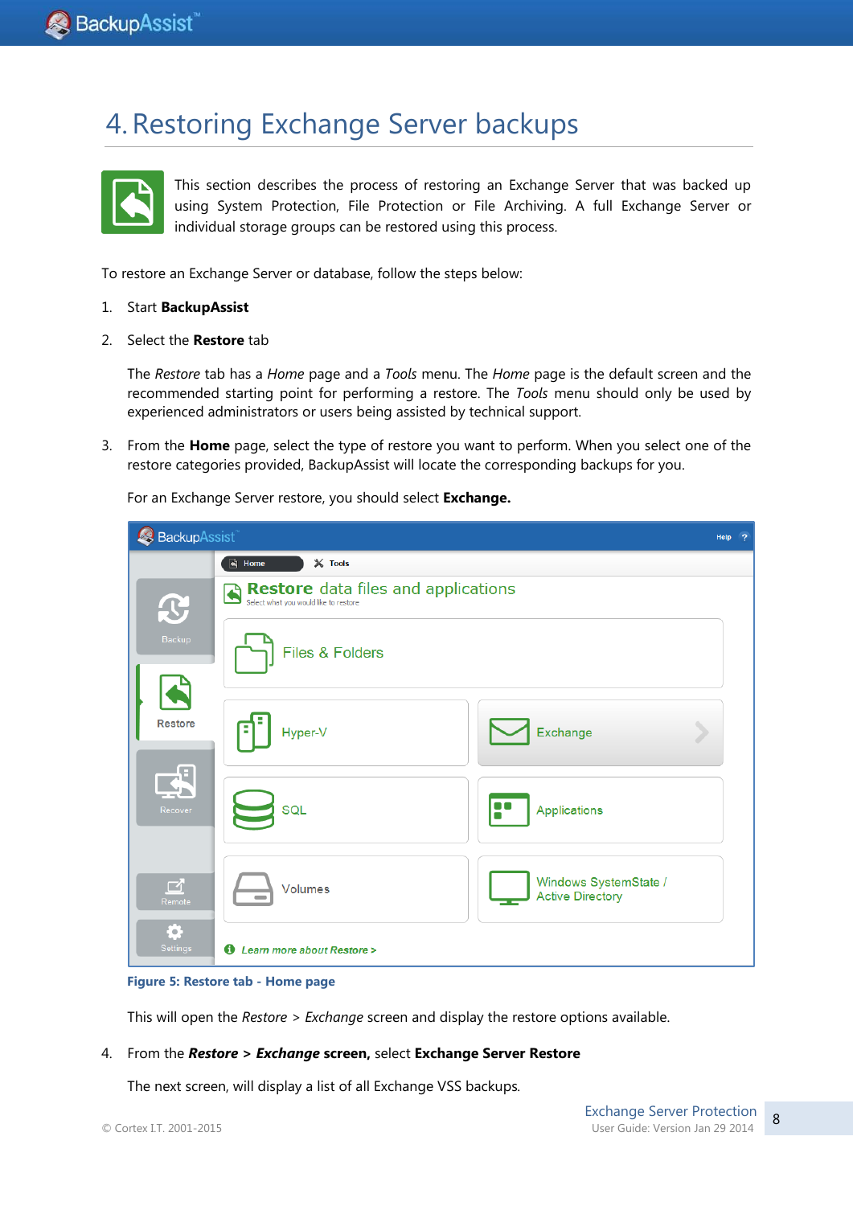# 4. Restoring Exchange Server backups

This section describes the process of restoring an Exchange Server that was backed up using System Protection, File Protection or File Archiving. A full Exchange Server or individual storage groups can be restored using this process.

To restore an Exchange Server or database, follow the steps below:

1. Start **BackupAssist**
2. Select the **Restore** tab

   The *Restore* tab has a *Home* page and a *Tools* menu. The *Home* page is the default screen and the recommended starting point for performing a restore. The *Tools* menu should only be used by experienced administrators or users being assisted by technical support.

3. From the **Home** page, select the type of restore you want to perform. When you select one of the restore categories provided, BackupAssist will locate the corresponding backups for you.

   For an Exchange Server restore, you should select **Exchange.**

   Figure 5: Restore tab - Home page

   This will open the *Restore* > *Exchange* screen and display the restore options available.

4. From the ***Restore*** **>** ***Exchange*** **screen,** select **Exchange Server Restore**

   The next screen, will display a list of all Exchange VSS backups.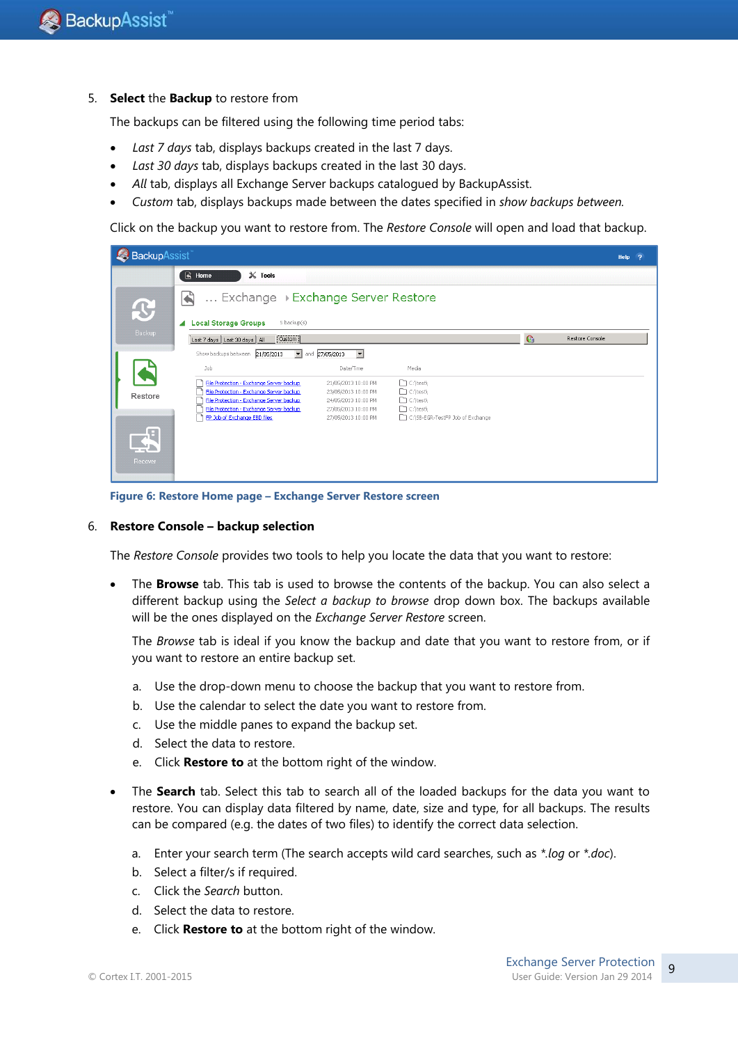5. **Select** the **Backup** to restore from

   The backups can be filtered using the following time period tabs:

   - *Last 7 days* tab, displays backups created in the last 7 days.
   - *Last 30 days* tab, displays backups created in the last 30 days.
   - *All* tab, displays all Exchange Server backups catalogued by BackupAssist.
   - *Custom* tab, displays backups made between the dates specified in *show backups between.*

   Click on the backup you want to restore from. The *Restore Console* will open and load that backup.

   **Figure 6: Restore Home page – Exchange Server Restore screen**

6. **Restore Console – backup selection**

   The *Restore Console* provides two tools to help you locate the data that you want to restore:

   - The **Browse** tab. This tab is used to browse the contents of the backup. You can also select a different backup using the *Select a backup to browse* drop down box. The backups available will be the ones displayed on the *Exchange Server Restore* screen.

     The *Browse* tab is ideal if you know the backup and date that you want to restore from, or if you want to restore an entire backup set.

     a. Use the drop-down menu to choose the backup that you want to restore from.
     b. Use the calendar to select the date you want to restore from.
     c. Use the middle panes to expand the backup set.
     d. Select the data to restore.
     e. Click **Restore to** at the bottom right of the window.

   - The **Search** tab. Select this tab to search all of the loaded backups for the data you want to restore. You can display data filtered by name, date, size and type, for all backups. The results can be compared (e.g. the dates of two files) to identify the correct data selection.

     a. Enter your search term (The search accepts wild card searches, such as *\*.log* or *\*.doc*).
     b. Select a filter/s if required.
     c. Click the *Search* button.
     d. Select the data to restore.
     e. Click **Restore to** at the bottom right of the window.

© Cortex I.T. 2001-2015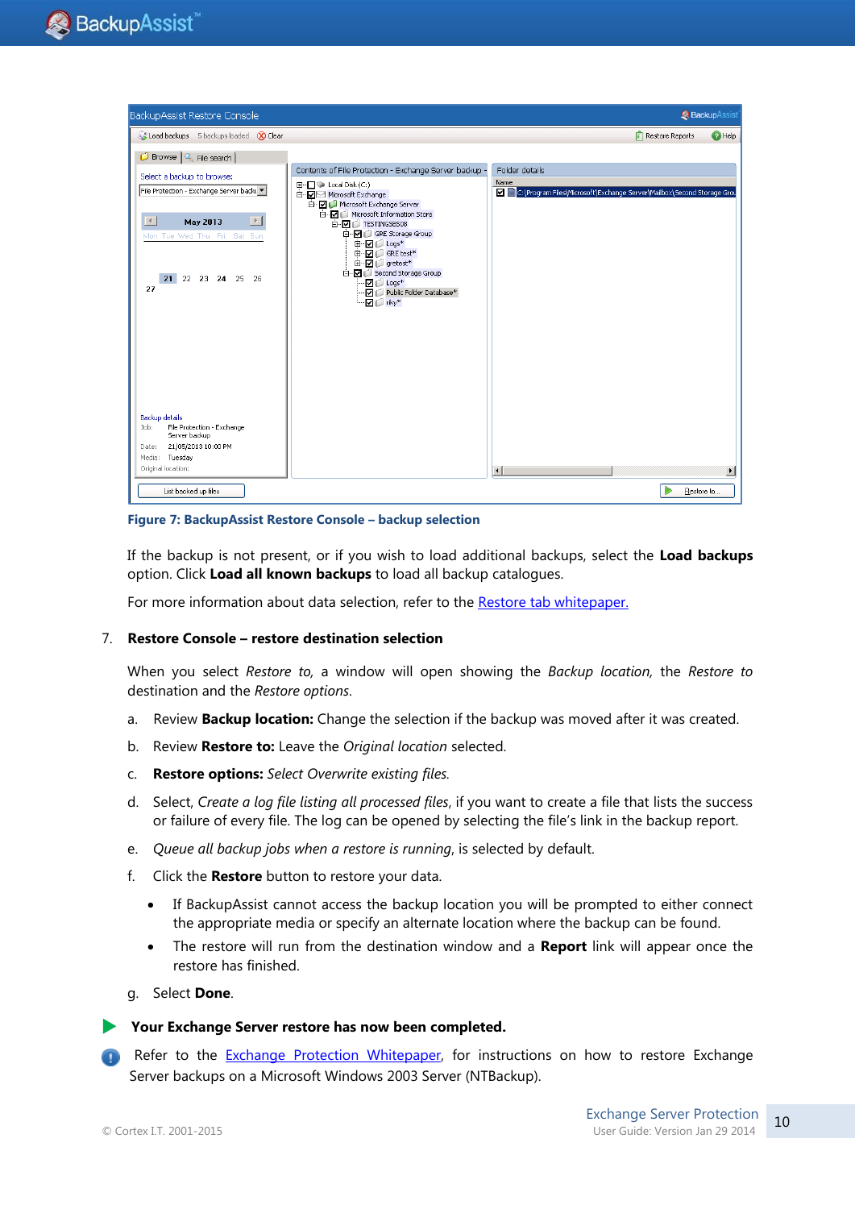**Figure 7: BackupAssist Restore Console – backup selection**

If the backup is not present, or if you wish to load additional backups, select the **Load backups** option. Click **Load all known backups** to load all backup catalogues.

For more information about data selection, refer to the Restore tab whitepaper.

7. **Restore Console – restore destination selection**

When you select *Restore to,* a window will open showing the *Backup location,* the *Restore to* destination and the *Restore options*.

a. Review **Backup location:** Change the selection if the backup was moved after it was created.

b. Review **Restore to:** Leave the *Original location* selected.

c. **Restore options:** *Select Overwrite existing files.*

d. Select, *Create a log file listing all processed files*, if you want to create a file that lists the success or failure of every file. The log can be opened by selecting the file's link in the backup report.

e. *Queue all backup jobs when a restore is running*, is selected by default.

f. Click the **Restore** button to restore your data.

- If BackupAssist cannot access the backup location you will be prompted to either connect the appropriate media or specify an alternate location where the backup can be found.
- The restore will run from the destination window and a **Report** link will appear once the restore has finished.

g. Select **Done**.

**Your Exchange Server restore has now been completed.**

Refer to the Exchange Protection Whitepaper, for instructions on how to restore Exchange Server backups on a Microsoft Windows 2003 Server (NTBackup).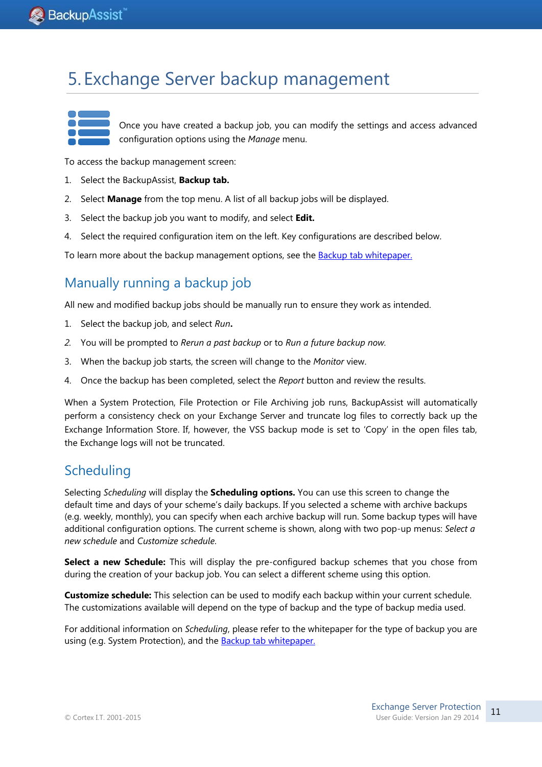# 5. Exchange Server backup management

Once you have created a backup job, you can modify the settings and access advanced configuration options using the *Manage* menu.

To access the backup management screen:

1. Select the BackupAssist, **Backup tab.**
2. Select **Manage** from the top menu. A list of all backup jobs will be displayed.
3. Select the backup job you want to modify, and select **Edit.**
4. Select the required configuration item on the left. Key configurations are described below.

To learn more about the backup management options, see the Backup tab whitepaper.

## Manually running a backup job

All new and modified backup jobs should be manually run to ensure they work as intended.

1. Select the backup job, and select *Run***.**
2. You will be prompted to *Rerun a past backup* or to *Run a future backup now.*
3. When the backup job starts, the screen will change to the *Monitor* view.
4. Once the backup has been completed, select the *Report* button and review the results.

When a System Protection, File Protection or File Archiving job runs, BackupAssist will automatically perform a consistency check on your Exchange Server and truncate log files to correctly back up the Exchange Information Store. If, however, the VSS backup mode is set to 'Copy' in the open files tab, the Exchange logs will not be truncated.

## Scheduling

Selecting *Scheduling* will display the **Scheduling options.** You can use this screen to change the default time and days of your scheme's daily backups. If you selected a scheme with archive backups (e.g. weekly, monthly), you can specify when each archive backup will run. Some backup types will have additional configuration options. The current scheme is shown, along with two pop-up menus: *Select a new schedule* and *Customize schedule.*

**Select a new Schedule:** This will display the pre-configured backup schemes that you chose from during the creation of your backup job. You can select a different scheme using this option.

**Customize schedule:** This selection can be used to modify each backup within your current schedule. The customizations available will depend on the type of backup and the type of backup media used.

For additional information on *Scheduling*, please refer to the whitepaper for the type of backup you are using (e.g. System Protection), and the Backup tab whitepaper.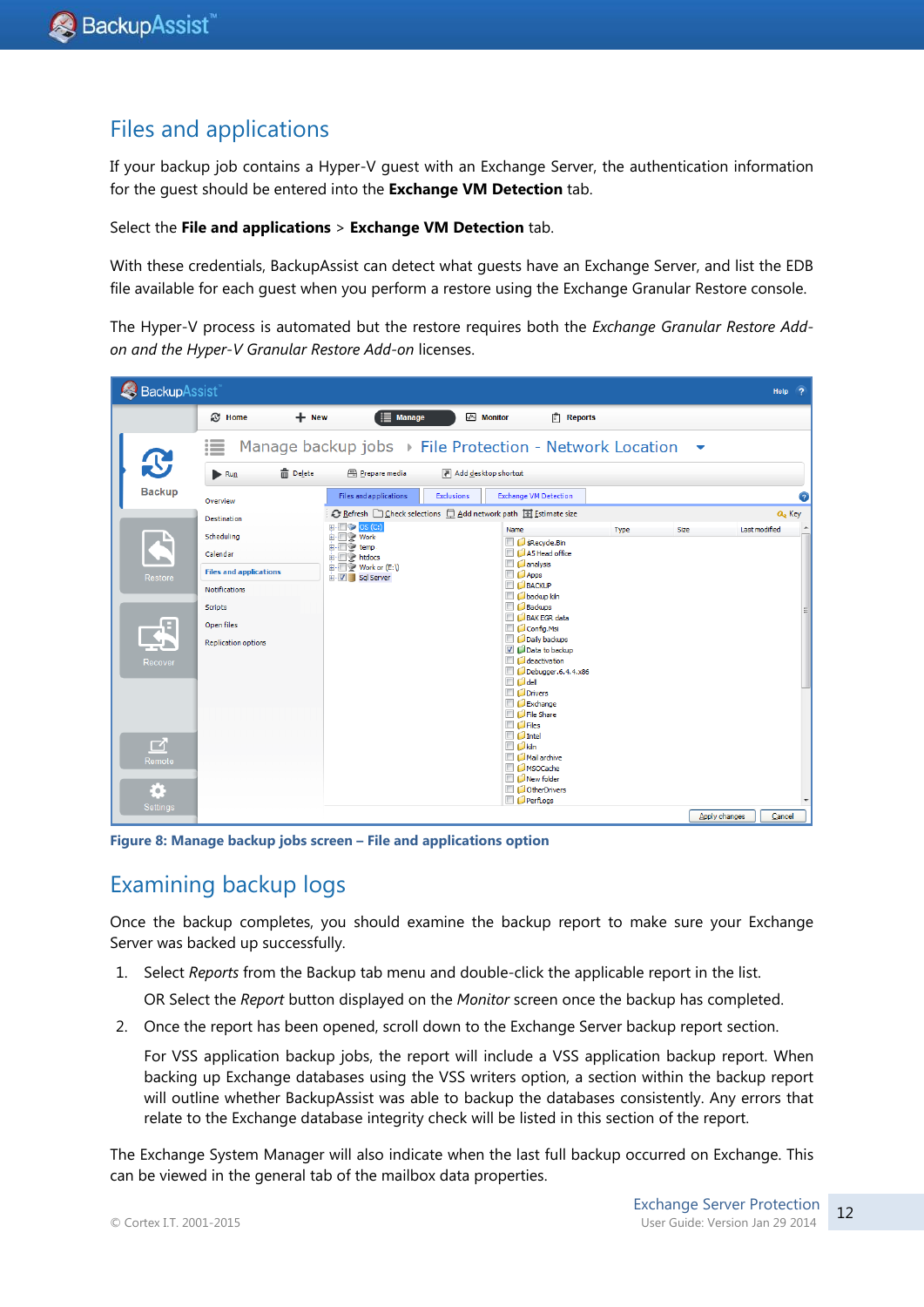## Files and applications

If your backup job contains a Hyper-V guest with an Exchange Server, the authentication information for the guest should be entered into the **Exchange VM Detection** tab.

Select the **File and applications** > **Exchange VM Detection** tab.

With these credentials, BackupAssist can detect what guests have an Exchange Server, and list the EDB file available for each guest when you perform a restore using the Exchange Granular Restore console.

The Hyper-V process is automated but the restore requires both the *Exchange Granular Restore Add-on and the Hyper-V Granular Restore Add-on* licenses.

**Figure 8: Manage backup jobs screen – File and applications option**

## Examining backup logs

Once the backup completes, you should examine the backup report to make sure your Exchange Server was backed up successfully.

1. Select *Reports* from the Backup tab menu and double-click the applicable report in the list.

   OR Select the *Report* button displayed on the *Monitor* screen once the backup has completed.

2. Once the report has been opened, scroll down to the Exchange Server backup report section.

   For VSS application backup jobs, the report will include a VSS application backup report. When backing up Exchange databases using the VSS writers option, a section within the backup report will outline whether BackupAssist was able to backup the databases consistently. Any errors that relate to the Exchange database integrity check will be listed in this section of the report.

The Exchange System Manager will also indicate when the last full backup occurred on Exchange. This can be viewed in the general tab of the mailbox data properties.

© Cortex I.T. 2001-2015